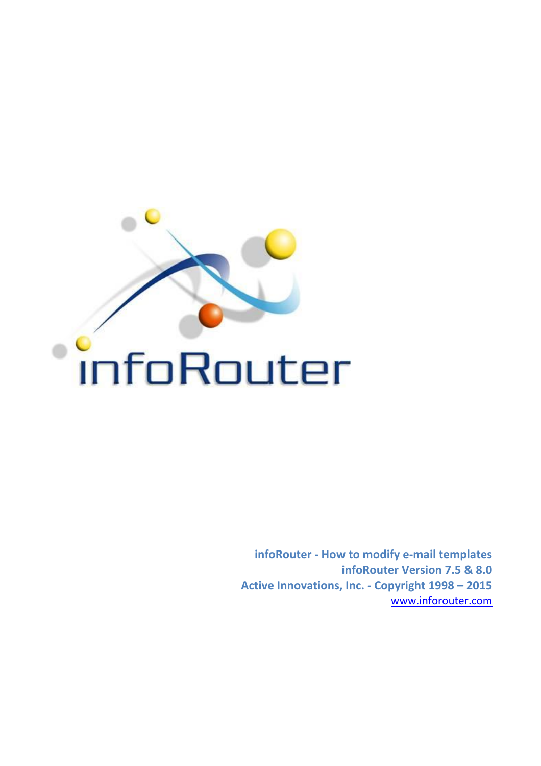infoRouter

**infoRouter - How to modify e-mail templates**
**infoRouter Version 7.5 & 8.0**
**Active Innovations, Inc. - Copyright 1998 – 2015**
[www.inforouter.com](http://www.inforouter.com)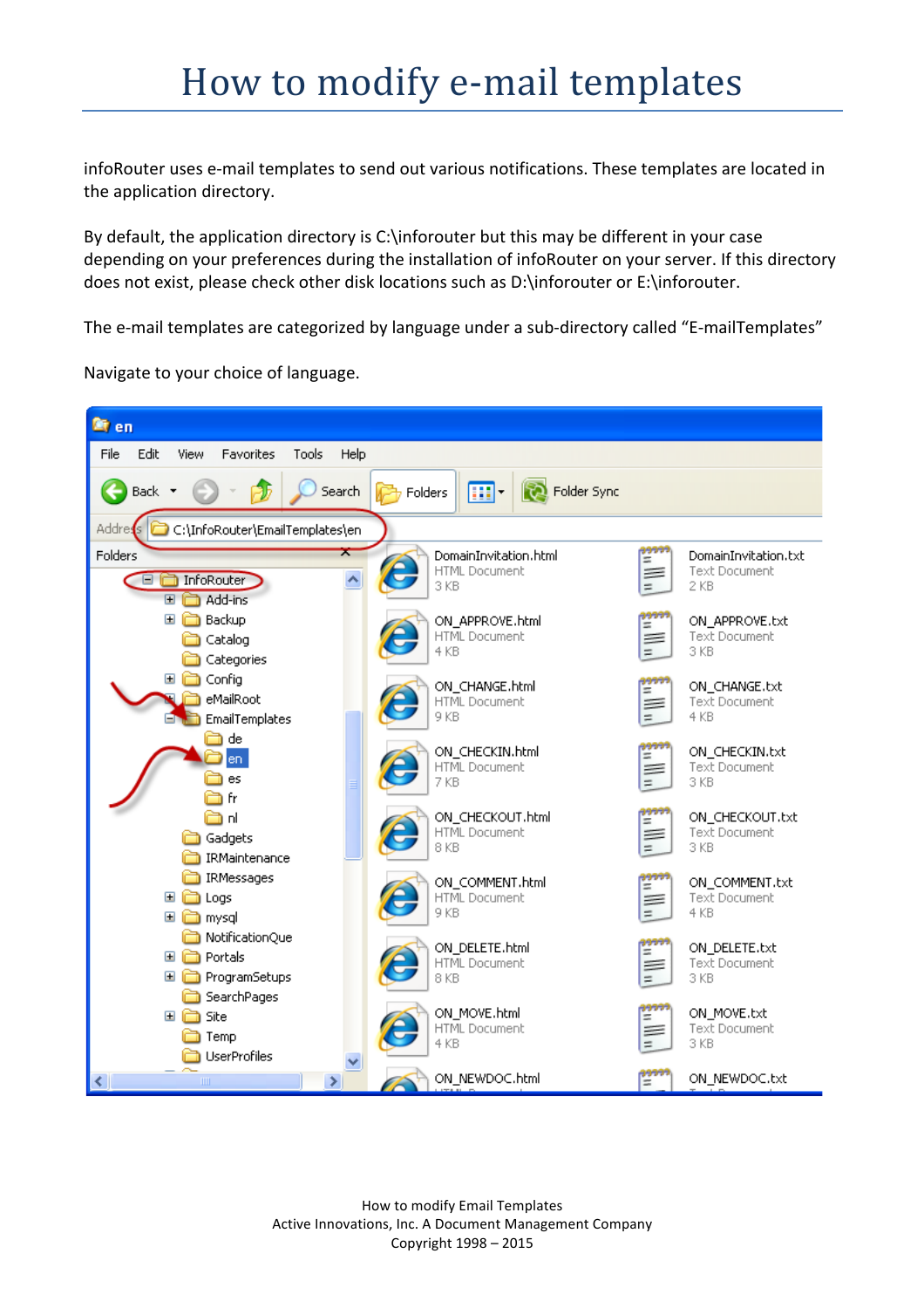# How to modify e-mail templates

infoRouter uses e-mail templates to send out various notifications. These templates are located in the application directory.

By default, the application directory is C:\inforouter but this may be different in your case depending on your preferences during the installation of infoRouter on your server. If this directory does not exist, please check other disk locations such as D:\inforouter or E:\inforouter.

The e-mail templates are categorized by language under a sub-directory called "E-mailTemplates"

Navigate to your choice of language.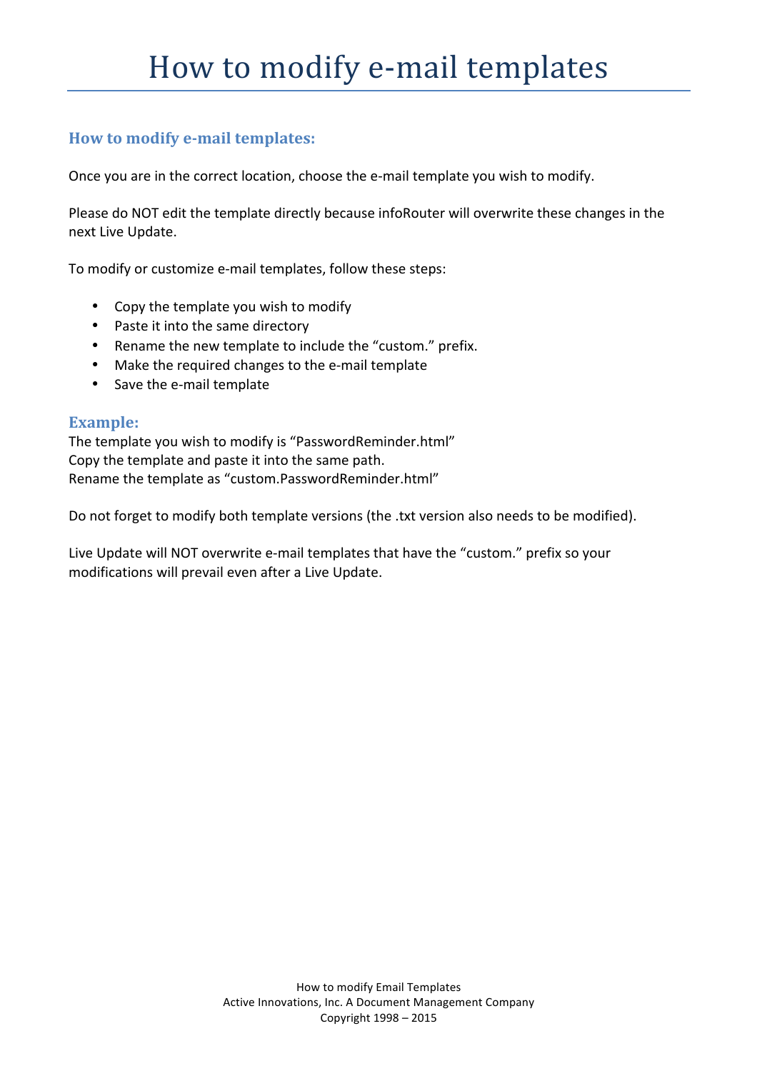# How to modify e-mail templates

## How to modify e-mail templates:

Once you are in the correct location, choose the e-mail template you wish to modify.

Please do NOT edit the template directly because infoRouter will overwrite these changes in the next Live Update.

To modify or customize e-mail templates, follow these steps:

- Copy the template you wish to modify
- Paste it into the same directory
- Rename the new template to include the "custom." prefix.
- Make the required changes to the e-mail template
- Save the e-mail template

## Example:

The template you wish to modify is "PasswordReminder.html"
Copy the template and paste it into the same path.
Rename the template as "custom.PasswordReminder.html"

Do not forget to modify both template versions (the .txt version also needs to be modified).

Live Update will NOT overwrite e-mail templates that have the "custom." prefix so your modifications will prevail even after a Live Update.